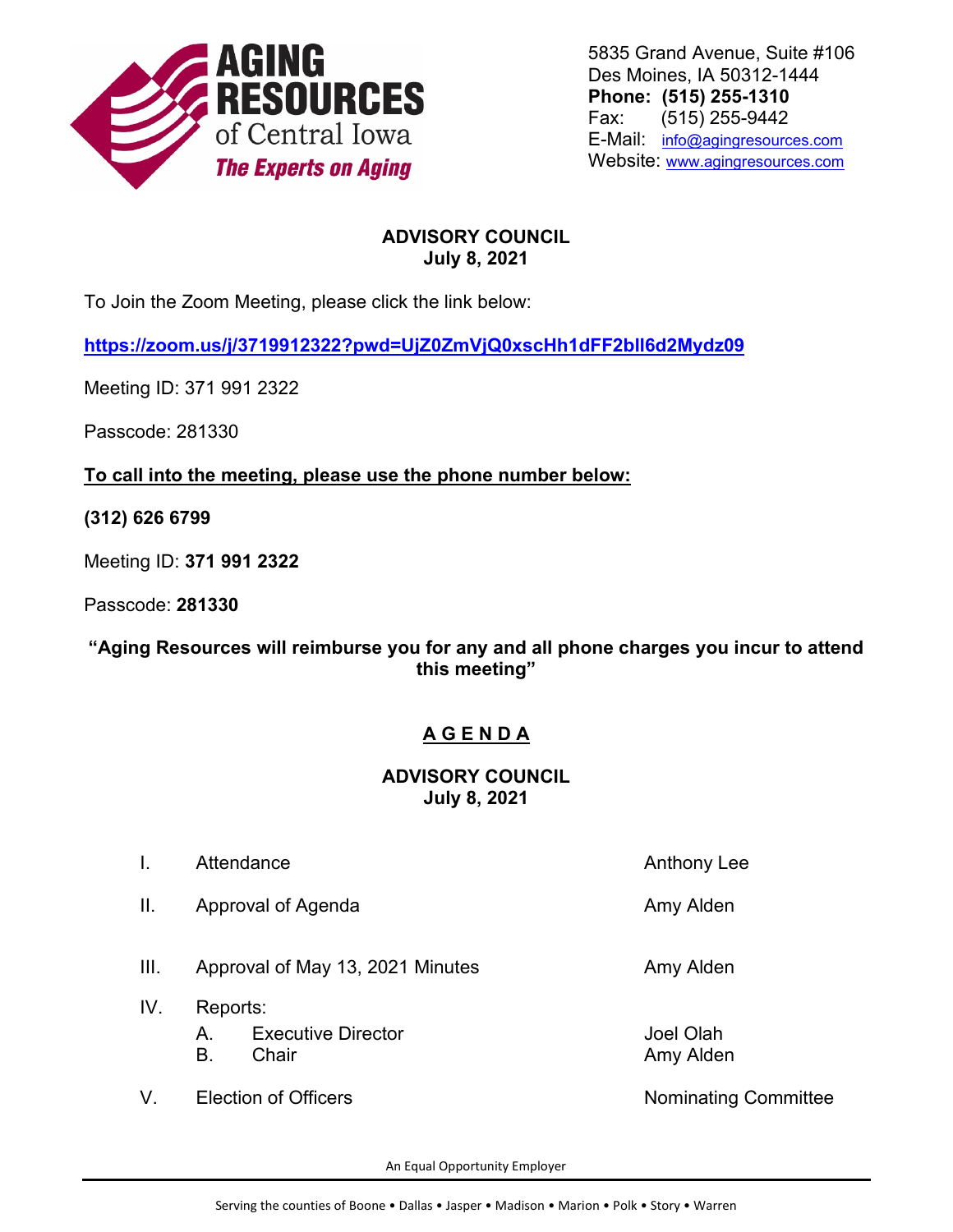**AGING RESOURCES of Central Iowa**
***The Experts on Aging***

5835 Grand Avenue, Suite #106
Des Moines, IA 50312-1444
**Phone: (515) 255-1310**
Fax: (515) 255-9442
E-Mail: info@agingresources.com
Website: www.agingresources.com

## ADVISORY COUNCIL
## July 8, 2021

To Join the Zoom Meeting, please click the link below:

**https://zoom.us/j/3719912322?pwd=UjZ0ZmVjQ0xscHh1dFF2bll6d2Mydz09**

Meeting ID: 371 991 2322

Passcode: 281330

**To call into the meeting, please use the phone number below:**

**(312) 626 6799**

Meeting ID: **371 991 2322**

Passcode: **281330**

**"Aging Resources will reimburse you for any and all phone charges you incur to attend this meeting"**

## A G E N D A

## ADVISORY COUNCIL
## July 8, 2021

| | | |
|---|---|---|
| I. | Attendance | Anthony Lee |
| II. | Approval of Agenda | Amy Alden |
| III. | Approval of May 13, 2021 Minutes | Amy Alden |
| IV. | Reports: | |
| | A. Executive Director | Joel Olah |
| | B. Chair | Amy Alden |
| V. | Election of Officers | Nominating Committee |

An Equal Opportunity Employer

Serving the counties of Boone • Dallas • Jasper • Madison • Marion • Polk • Story • Warren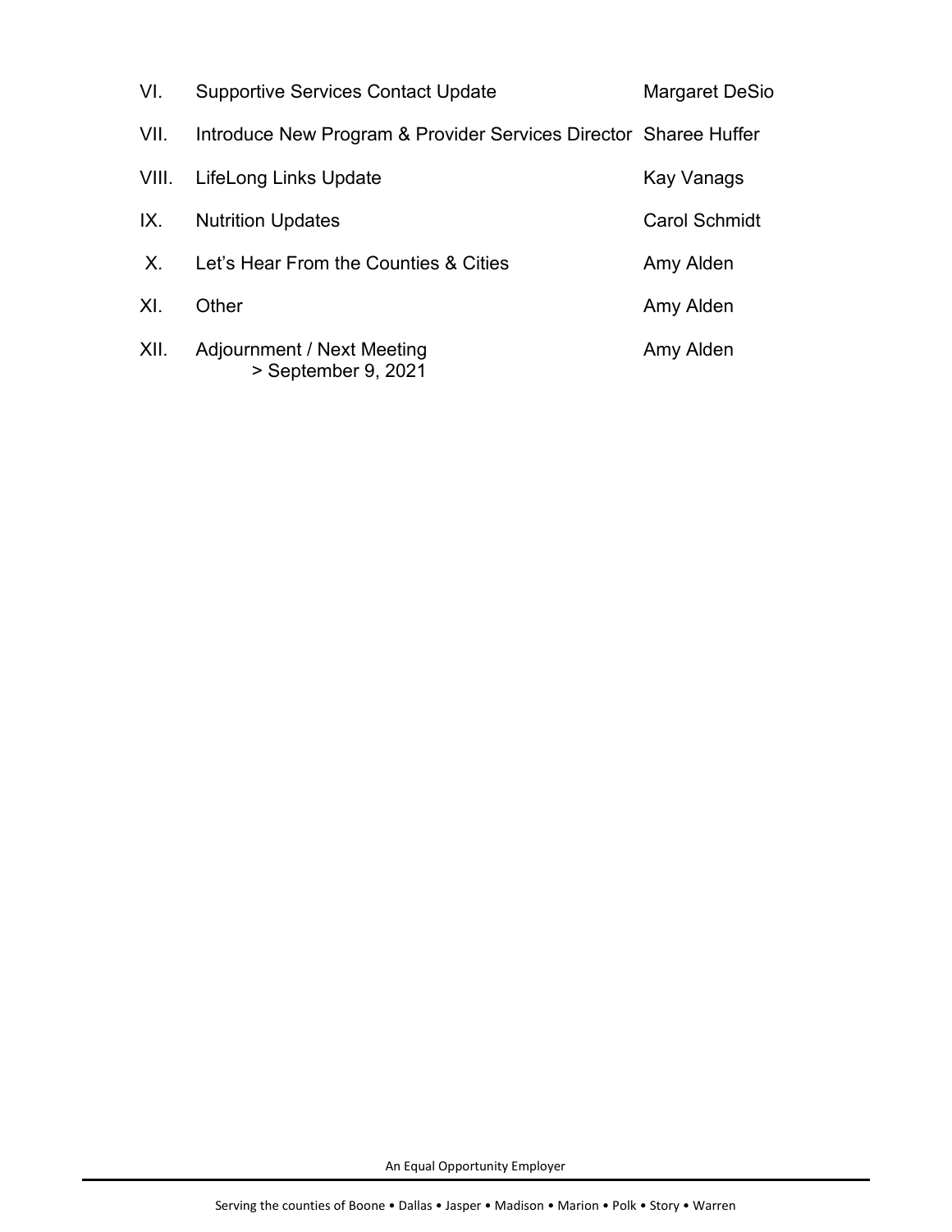| | | |
|---|---|---|
| VI. | Supportive Services Contact Update | Margaret DeSio |
| VII. | Introduce New Program & Provider Services Director | Sharee Huffer |
| VIII. | LifeLong Links Update | Kay Vanags |
| IX. | Nutrition Updates | Carol Schmidt |
| X. | Let's Hear From the Counties & Cities | Amy Alden |
| XI. | Other | Amy Alden |
| XII. | Adjournment / Next Meeting<br>> September 9, 2021 | Amy Alden |

An Equal Opportunity Employer

Serving the counties of Boone • Dallas • Jasper • Madison • Marion • Polk • Story • Warren